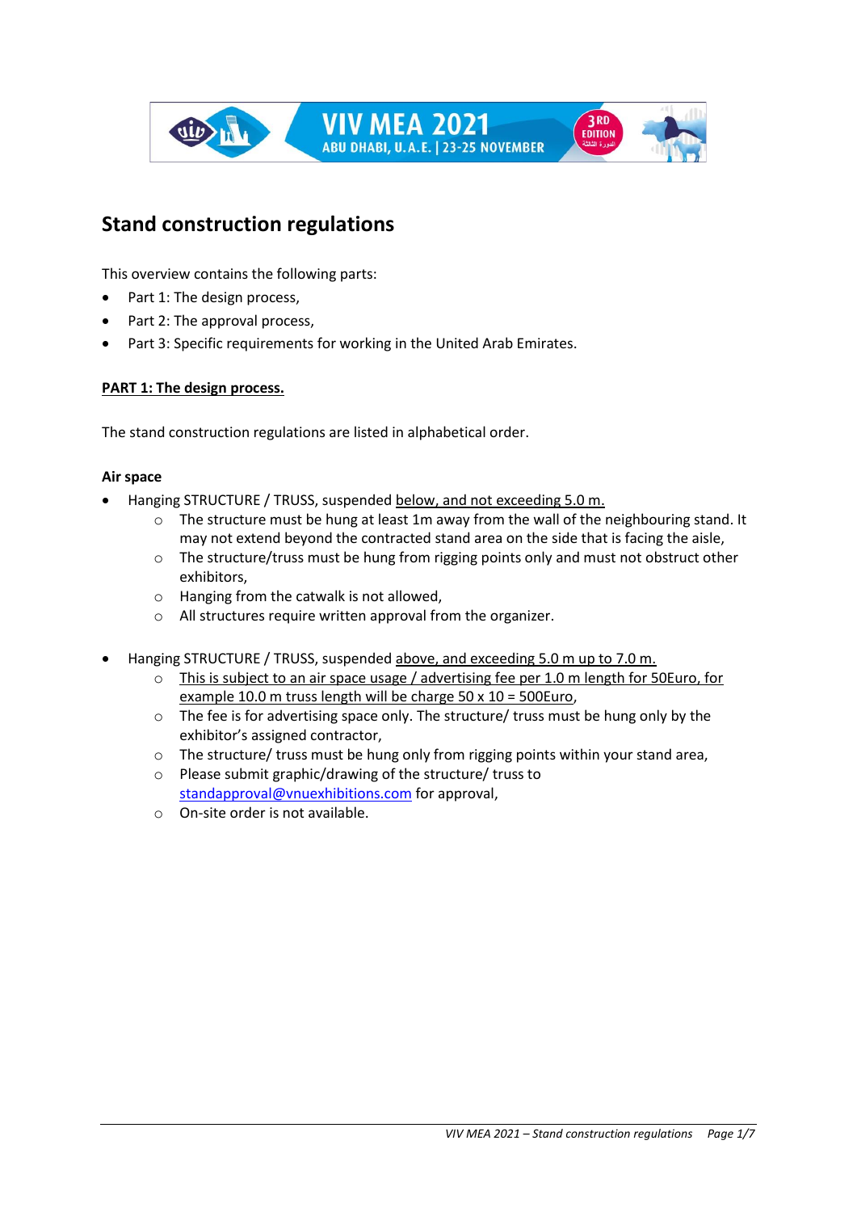## Stand construction regulations

This overview contains the following parts:

- Part 1: The design process,
- Part 2: The approval process,
- Part 3: Specific requirements for working in the United Arab Emirates.

**PART 1: The design process.**

The stand construction regulations are listed in alphabetical order.

**Air space**

- Hanging STRUCTURE / TRUSS, suspended below, and not exceeding 5.0 m.
  - The structure must be hung at least 1m away from the wall of the neighbouring stand. It may not extend beyond the contracted stand area on the side that is facing the aisle,
  - The structure/truss must be hung from rigging points only and must not obstruct other exhibitors,
  - Hanging from the catwalk is not allowed,
  - All structures require written approval from the organizer.

- Hanging STRUCTURE / TRUSS, suspended above, and exceeding 5.0 m up to 7.0 m.
  - This is subject to an air space usage / advertising fee per 1.0 m length for 50Euro, for example 10.0 m truss length will be charge 50 x 10 = 500Euro,
  - The fee is for advertising space only. The structure/ truss must be hung only by the exhibitor's assigned contractor,
  - The structure/ truss must be hung only from rigging points within your stand area,
  - Please submit graphic/drawing of the structure/ truss to standapproval@vnuexhibitions.com for approval,
  - On-site order is not available.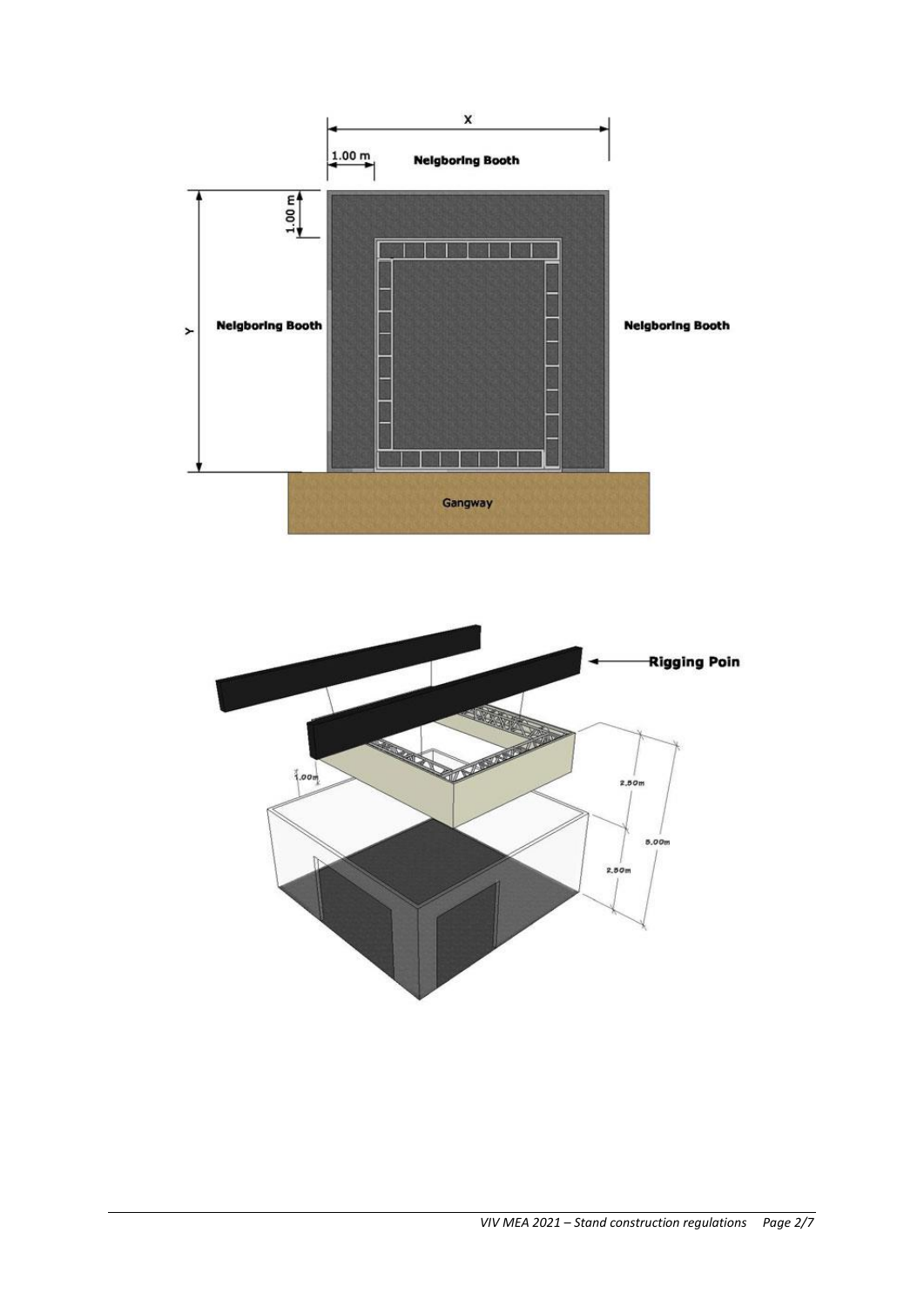X

1.00 m

Neigboring Booth

1.00 m

Y

Neigboring Booth

Neigboring Booth

Gangway

Rigging Poin

1.00m

2.50m

5.00m

2.50m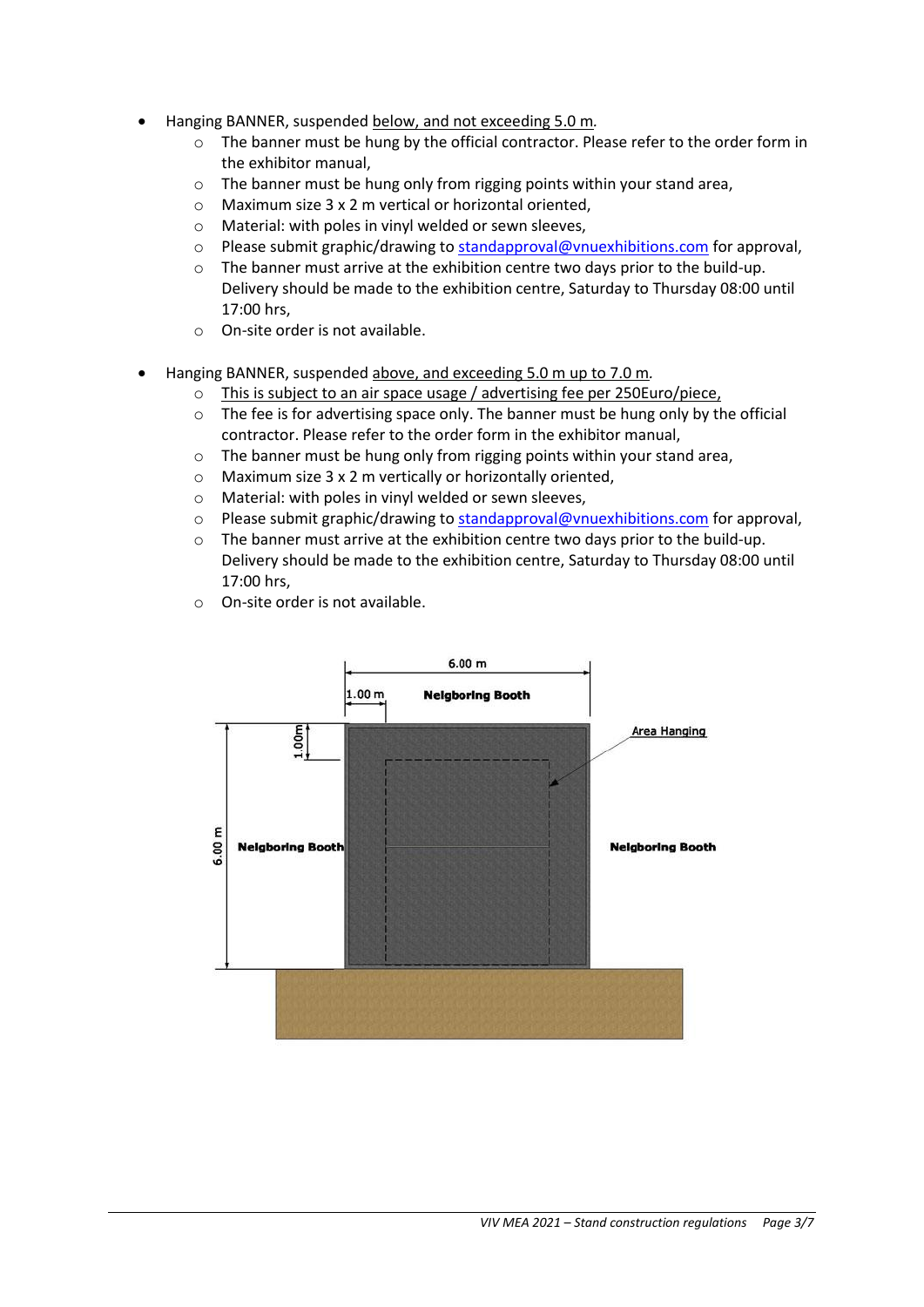- Hanging BANNER, suspended below, and not exceeding 5.0 m.
  - The banner must be hung by the official contractor. Please refer to the order form in the exhibitor manual,
  - The banner must be hung only from rigging points within your stand area,
  - Maximum size 3 x 2 m vertical or horizontal oriented,
  - Material: with poles in vinyl welded or sewn sleeves,
  - Please submit graphic/drawing to standapproval@vnuexhibitions.com for approval,
  - The banner must arrive at the exhibition centre two days prior to the build-up. Delivery should be made to the exhibition centre, Saturday to Thursday 08:00 until 17:00 hrs,
  - On-site order is not available.

- Hanging BANNER, suspended above, and exceeding 5.0 m up to 7.0 m.
  - This is subject to an air space usage / advertising fee per 250Euro/piece,
  - The fee is for advertising space only. The banner must be hung only by the official contractor. Please refer to the order form in the exhibitor manual,
  - The banner must be hung only from rigging points within your stand area,
  - Maximum size 3 x 2 m vertically or horizontally oriented,
  - Material: with poles in vinyl welded or sewn sleeves,
  - Please submit graphic/drawing to standapproval@vnuexhibitions.com for approval,
  - The banner must arrive at the exhibition centre two days prior to the build-up. Delivery should be made to the exhibition centre, Saturday to Thursday 08:00 until 17:00 hrs,
  - On-site order is not available.

6.00 m

1.00 m

Neigboring Booth

1.00m

Area Hanging

6.00 m

Neigboring Booth

Neigboring Booth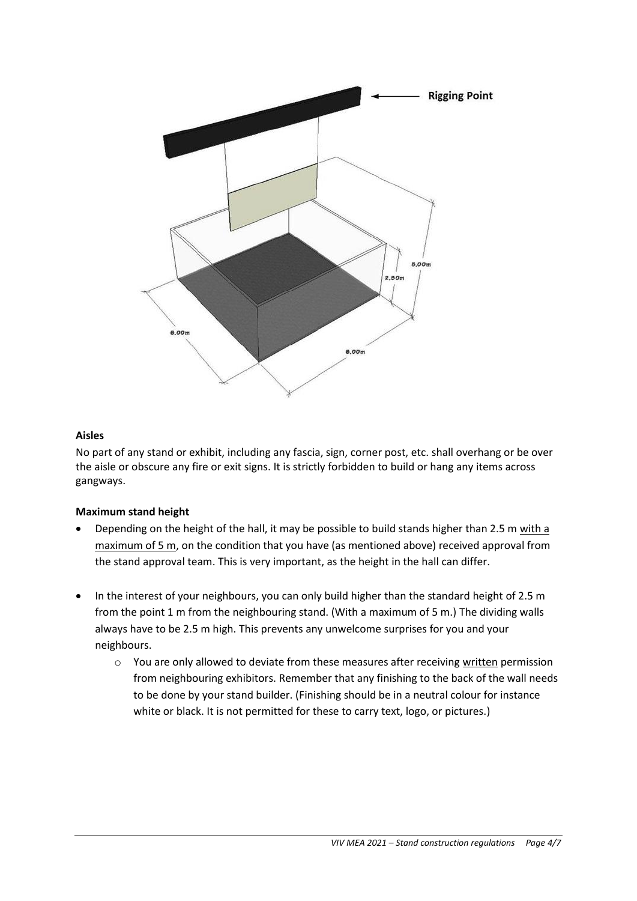## Aisles

No part of any stand or exhibit, including any fascia, sign, corner post, etc. shall overhang or be over the aisle or obscure any fire or exit signs. It is strictly forbidden to build or hang any items across gangways.

## Maximum stand height

- Depending on the height of the hall, it may be possible to build stands higher than 2.5 m with a maximum of 5 m, on the condition that you have (as mentioned above) received approval from the stand approval team. This is very important, as the height in the hall can differ.
- In the interest of your neighbours, you can only build higher than the standard height of 2.5 m from the point 1 m from the neighbouring stand. (With a maximum of 5 m.) The dividing walls always have to be 2.5 m high. This prevents any unwelcome surprises for you and your neighbours.
  - You are only allowed to deviate from these measures after receiving written permission from neighbouring exhibitors. Remember that any finishing to the back of the wall needs to be done by your stand builder. (Finishing should be in a neutral colour for instance white or black. It is not permitted for these to carry text, logo, or pictures.)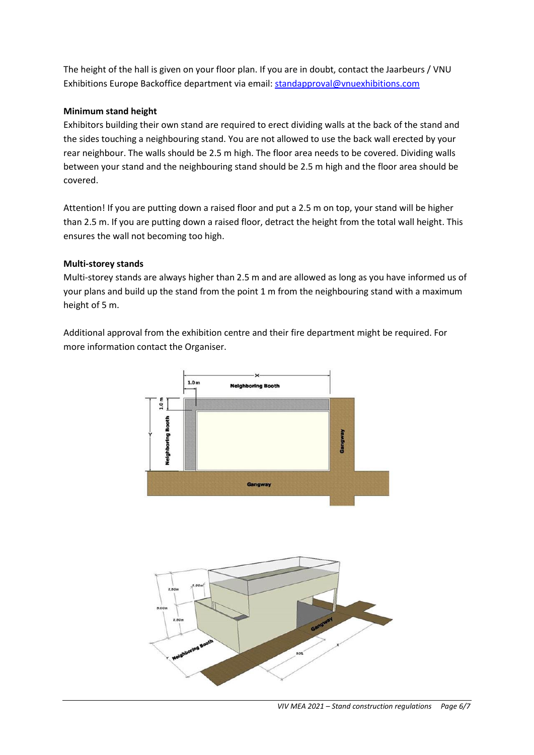The height of the hall is given on your floor plan. If you are in doubt, contact the Jaarbeurs / VNU Exhibitions Europe Backoffice department via email: standapproval@vnuexhibitions.com

### Minimum stand height

Exhibitors building their own stand are required to erect dividing walls at the back of the stand and the sides touching a neighbouring stand. You are not allowed to use the back wall erected by your rear neighbour. The walls should be 2.5 m high. The floor area needs to be covered. Dividing walls between your stand and the neighbouring stand should be 2.5 m high and the floor area should be covered.

Attention! If you are putting down a raised floor and put a 2.5 m on top, your stand will be higher than 2.5 m. If you are putting down a raised floor, detract the height from the total wall height. This ensures the wall not becoming too high.

### Multi-storey stands

Multi-storey stands are always higher than 2.5 m and are allowed as long as you have informed us of your plans and build up the stand from the point 1 m from the neighbouring stand with a maximum height of 5 m.

Additional approval from the exhibition centre and their fire department might be required. For more information contact the Organiser.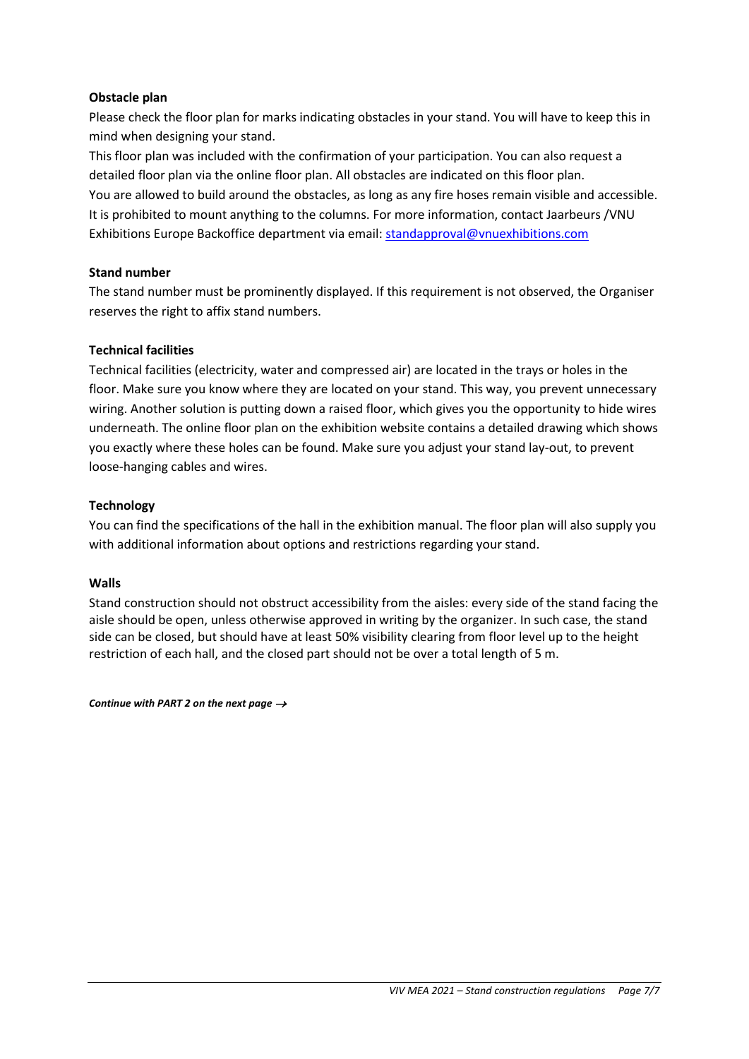**Obstacle plan**

Please check the floor plan for marks indicating obstacles in your stand. You will have to keep this in mind when designing your stand.

This floor plan was included with the confirmation of your participation. You can also request a detailed floor plan via the online floor plan. All obstacles are indicated on this floor plan.

You are allowed to build around the obstacles, as long as any fire hoses remain visible and accessible. It is prohibited to mount anything to the columns. For more information, contact Jaarbeurs /VNU Exhibitions Europe Backoffice department via email: standapproval@vnuexhibitions.com

**Stand number**

The stand number must be prominently displayed. If this requirement is not observed, the Organiser reserves the right to affix stand numbers.

**Technical facilities**

Technical facilities (electricity, water and compressed air) are located in the trays or holes in the floor. Make sure you know where they are located on your stand. This way, you prevent unnecessary wiring. Another solution is putting down a raised floor, which gives you the opportunity to hide wires underneath. The online floor plan on the exhibition website contains a detailed drawing which shows you exactly where these holes can be found. Make sure you adjust your stand lay-out, to prevent loose-hanging cables and wires.

**Technology**

You can find the specifications of the hall in the exhibition manual. The floor plan will also supply you with additional information about options and restrictions regarding your stand.

**Walls**

Stand construction should not obstruct accessibility from the aisles: every side of the stand facing the aisle should be open, unless otherwise approved in writing by the organizer. In such case, the stand side can be closed, but should have at least 50% visibility clearing from floor level up to the height restriction of each hall, and the closed part should not be over a total length of 5 m.

***Continue with PART 2 on the next page →***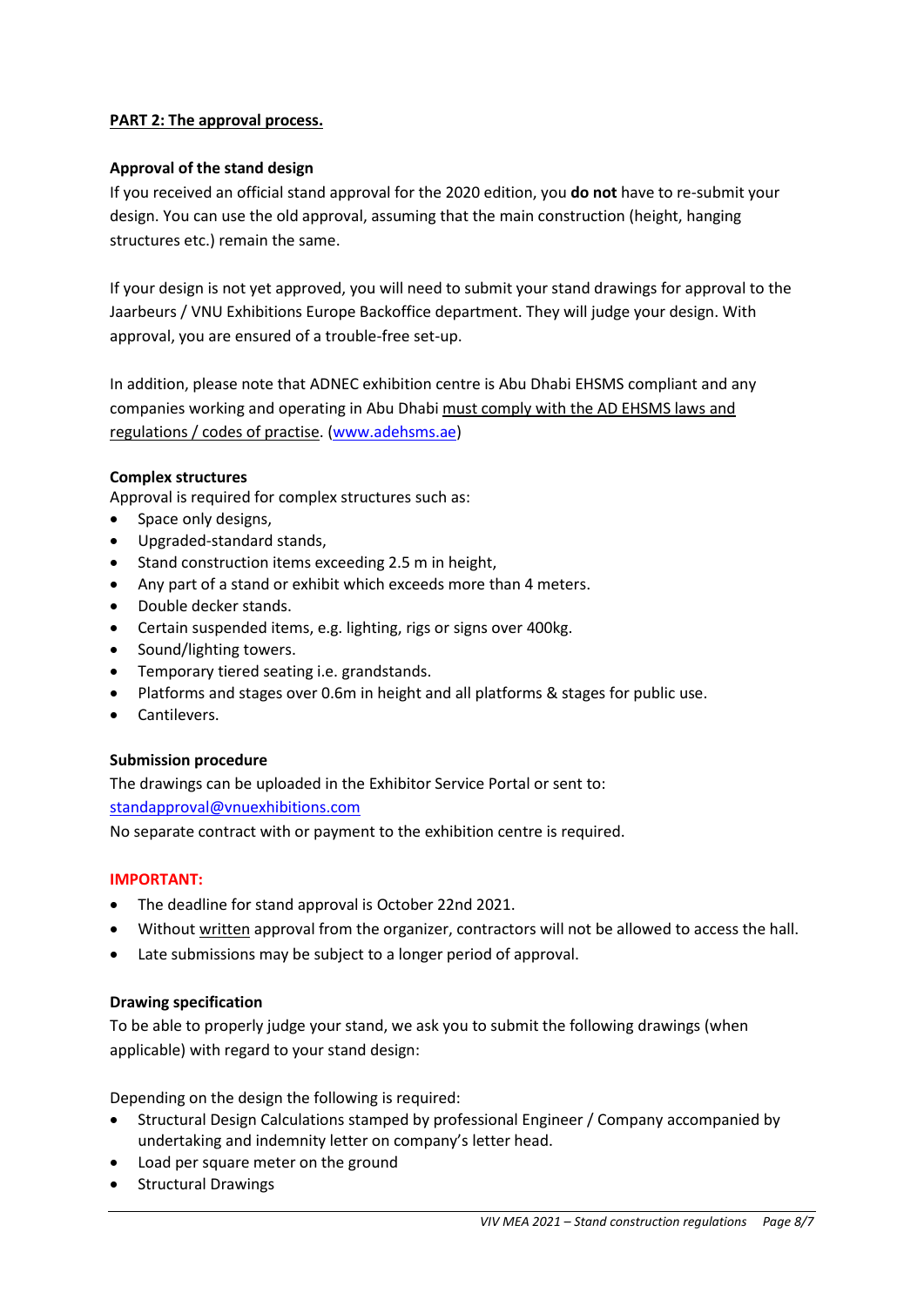## PART 2: The approval process.

### Approval of the stand design

If you received an official stand approval for the 2020 edition, you **do not** have to re-submit your design. You can use the old approval, assuming that the main construction (height, hanging structures etc.) remain the same.

If your design is not yet approved, you will need to submit your stand drawings for approval to the Jaarbeurs / VNU Exhibitions Europe Backoffice department. They will judge your design. With approval, you are ensured of a trouble-free set-up.

In addition, please note that ADNEC exhibition centre is Abu Dhabi EHSMS compliant and any companies working and operating in Abu Dhabi must comply with the AD EHSMS laws and regulations / codes of practise. (www.adehsms.ae)

### Complex structures

Approval is required for complex structures such as:

- Space only designs,
- Upgraded-standard stands,
- Stand construction items exceeding 2.5 m in height,
- Any part of a stand or exhibit which exceeds more than 4 meters.
- Double decker stands.
- Certain suspended items, e.g. lighting, rigs or signs over 400kg.
- Sound/lighting towers.
- Temporary tiered seating i.e. grandstands.
- Platforms and stages over 0.6m in height and all platforms & stages for public use.
- Cantilevers.

### Submission procedure

The drawings can be uploaded in the Exhibitor Service Portal or sent to:
standapproval@vnuexhibitions.com
No separate contract with or payment to the exhibition centre is required.

**IMPORTANT:**

- The deadline for stand approval is October 22nd 2021.
- Without written approval from the organizer, contractors will not be allowed to access the hall.
- Late submissions may be subject to a longer period of approval.

### Drawing specification

To be able to properly judge your stand, we ask you to submit the following drawings (when applicable) with regard to your stand design:

Depending on the design the following is required:

- Structural Design Calculations stamped by professional Engineer / Company accompanied by undertaking and indemnity letter on company's letter head.
- Load per square meter on the ground
- Structural Drawings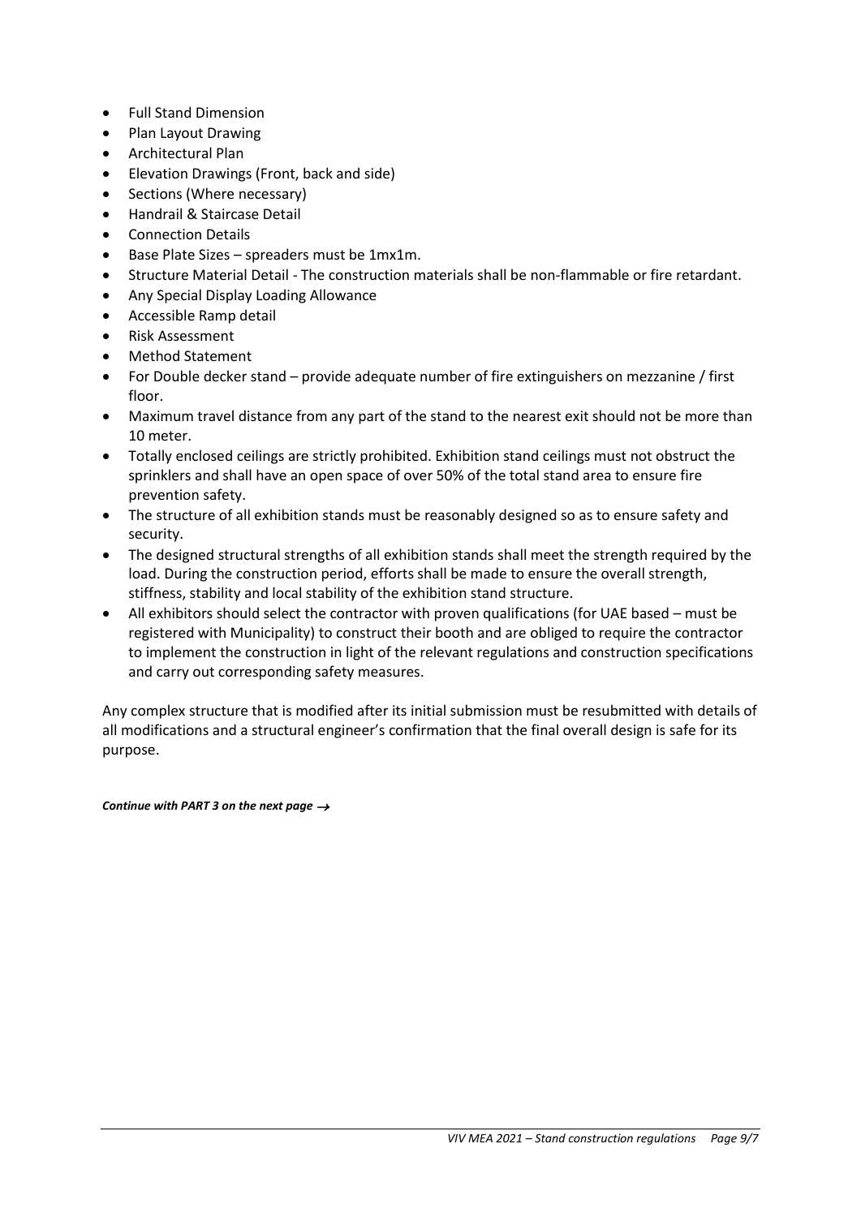- Full Stand Dimension
- Plan Layout Drawing
- Architectural Plan
- Elevation Drawings (Front, back and side)
- Sections (Where necessary)
- Handrail & Staircase Detail
- Connection Details
- Base Plate Sizes – spreaders must be 1mx1m.
- Structure Material Detail - The construction materials shall be non-flammable or fire retardant.
- Any Special Display Loading Allowance
- Accessible Ramp detail
- Risk Assessment
- Method Statement
- For Double decker stand – provide adequate number of fire extinguishers on mezzanine / first floor.
- Maximum travel distance from any part of the stand to the nearest exit should not be more than 10 meter.
- Totally enclosed ceilings are strictly prohibited. Exhibition stand ceilings must not obstruct the sprinklers and shall have an open space of over 50% of the total stand area to ensure fire prevention safety.
- The structure of all exhibition stands must be reasonably designed so as to ensure safety and security.
- The designed structural strengths of all exhibition stands shall meet the strength required by the load. During the construction period, efforts shall be made to ensure the overall strength, stiffness, stability and local stability of the exhibition stand structure.
- All exhibitors should select the contractor with proven qualifications (for UAE based – must be registered with Municipality) to construct their booth and are obliged to require the contractor to implement the construction in light of the relevant regulations and construction specifications and carry out corresponding safety measures.

Any complex structure that is modified after its initial submission must be resubmitted with details of all modifications and a structural engineer's confirmation that the final overall design is safe for its purpose.

***Continue with PART 3 on the next page →***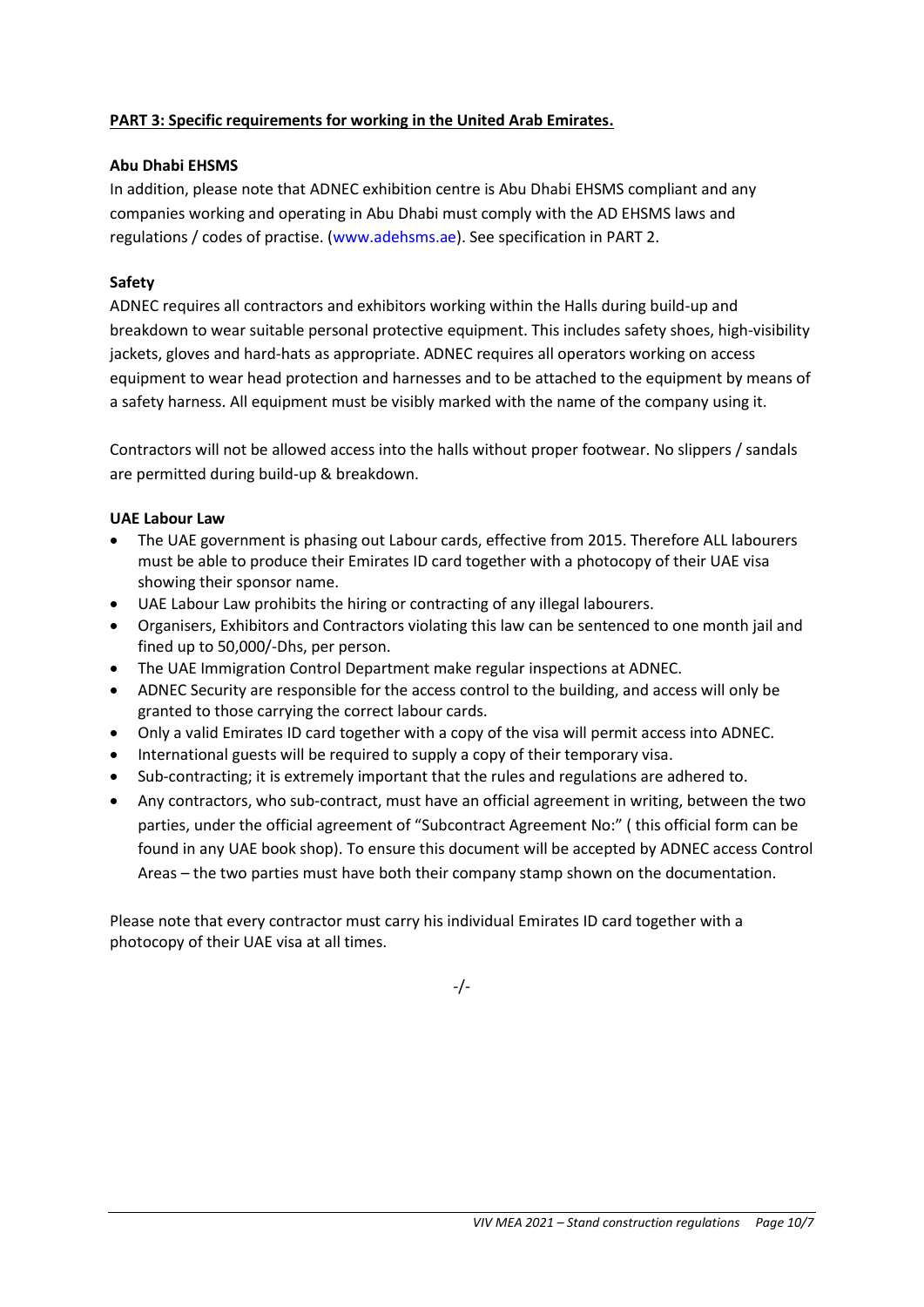## PART 3: Specific requirements for working in the United Arab Emirates.

### Abu Dhabi EHSMS

In addition, please note that ADNEC exhibition centre is Abu Dhabi EHSMS compliant and any companies working and operating in Abu Dhabi must comply with the AD EHSMS laws and regulations / codes of practise. (www.adehsms.ae). See specification in PART 2.

### Safety

ADNEC requires all contractors and exhibitors working within the Halls during build-up and breakdown to wear suitable personal protective equipment. This includes safety shoes, high-visibility jackets, gloves and hard-hats as appropriate. ADNEC requires all operators working on access equipment to wear head protection and harnesses and to be attached to the equipment by means of a safety harness. All equipment must be visibly marked with the name of the company using it.

Contractors will not be allowed access into the halls without proper footwear. No slippers / sandals are permitted during build-up & breakdown.

### UAE Labour Law

- The UAE government is phasing out Labour cards, effective from 2015. Therefore ALL labourers must be able to produce their Emirates ID card together with a photocopy of their UAE visa showing their sponsor name.
- UAE Labour Law prohibits the hiring or contracting of any illegal labourers.
- Organisers, Exhibitors and Contractors violating this law can be sentenced to one month jail and fined up to 50,000/-Dhs, per person.
- The UAE Immigration Control Department make regular inspections at ADNEC.
- ADNEC Security are responsible for the access control to the building, and access will only be granted to those carrying the correct labour cards.
- Only a valid Emirates ID card together with a copy of the visa will permit access into ADNEC.
- International guests will be required to supply a copy of their temporary visa.
- Sub-contracting; it is extremely important that the rules and regulations are adhered to.
- Any contractors, who sub-contract, must have an official agreement in writing, between the two parties, under the official agreement of "Subcontract Agreement No:" ( this official form can be found in any UAE book shop). To ensure this document will be accepted by ADNEC access Control Areas – the two parties must have both their company stamp shown on the documentation.

Please note that every contractor must carry his individual Emirates ID card together with a photocopy of their UAE visa at all times.

-/-